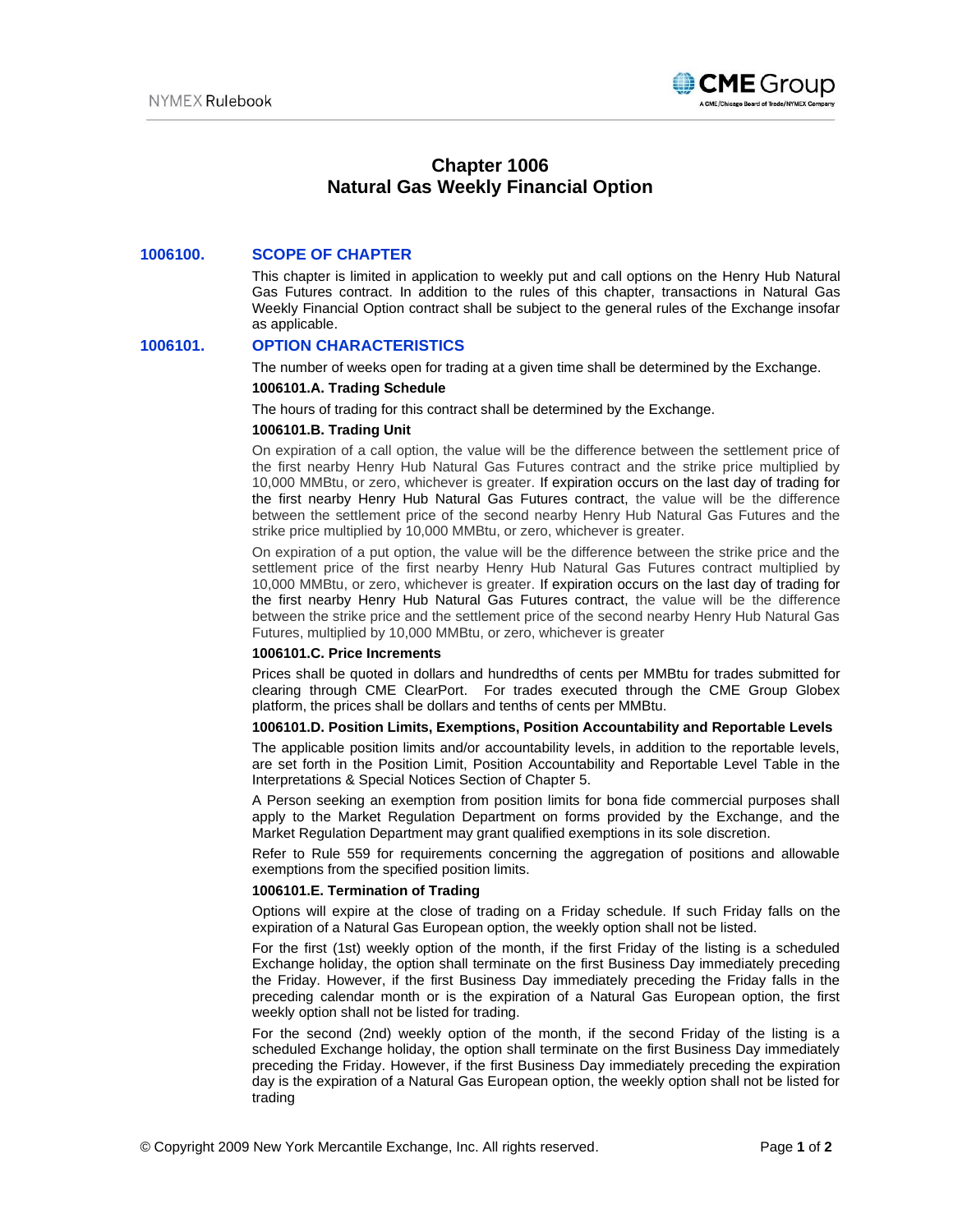# Chapter 1006
# Natural Gas Weekly Financial Option

## 1006100. SCOPE OF CHAPTER

This chapter is limited in application to weekly put and call options on the Henry Hub Natural Gas Futures contract. In addition to the rules of this chapter, transactions in Natural Gas Weekly Financial Option contract shall be subject to the general rules of the Exchange insofar as applicable.

## 1006101. OPTION CHARACTERISTICS

The number of weeks open for trading at a given time shall be determined by the Exchange.

**1006101.A. Trading Schedule**

The hours of trading for this contract shall be determined by the Exchange.

**1006101.B. Trading Unit**

On expiration of a call option, the value will be the difference between the settlement price of the first nearby Henry Hub Natural Gas Futures contract and the strike price multiplied by 10,000 MMBtu, or zero, whichever is greater. If expiration occurs on the last day of trading for the first nearby Henry Hub Natural Gas Futures contract, the value will be the difference between the settlement price of the second nearby Henry Hub Natural Gas Futures and the strike price multiplied by 10,000 MMBtu, or zero, whichever is greater.

On expiration of a put option, the value will be the difference between the strike price and the settlement price of the first nearby Henry Hub Natural Gas Futures contract multiplied by 10,000 MMBtu, or zero, whichever is greater. If expiration occurs on the last day of trading for the first nearby Henry Hub Natural Gas Futures contract, the value will be the difference between the strike price and the settlement price of the second nearby Henry Hub Natural Gas Futures, multiplied by 10,000 MMBtu, or zero, whichever is greater

**1006101.C. Price Increments**

Prices shall be quoted in dollars and hundredths of cents per MMBtu for trades submitted for clearing through CME ClearPort. For trades executed through the CME Group Globex platform, the prices shall be dollars and tenths of cents per MMBtu.

**1006101.D. Position Limits, Exemptions, Position Accountability and Reportable Levels**

The applicable position limits and/or accountability levels, in addition to the reportable levels, are set forth in the Position Limit, Position Accountability and Reportable Level Table in the Interpretations & Special Notices Section of Chapter 5.

A Person seeking an exemption from position limits for bona fide commercial purposes shall apply to the Market Regulation Department on forms provided by the Exchange, and the Market Regulation Department may grant qualified exemptions in its sole discretion.

Refer to Rule 559 for requirements concerning the aggregation of positions and allowable exemptions from the specified position limits.

**1006101.E. Termination of Trading**

Options will expire at the close of trading on a Friday schedule. If such Friday falls on the expiration of a Natural Gas European option, the weekly option shall not be listed.

For the first (1st) weekly option of the month, if the first Friday of the listing is a scheduled Exchange holiday, the option shall terminate on the first Business Day immediately preceding the Friday. However, if the first Business Day immediately preceding the Friday falls in the preceding calendar month or is the expiration of a Natural Gas European option, the first weekly option shall not be listed for trading.

For the second (2nd) weekly option of the month, if the second Friday of the listing is a scheduled Exchange holiday, the option shall terminate on the first Business Day immediately preceding the Friday. However, if the first Business Day immediately preceding the expiration day is the expiration of a Natural Gas European option, the weekly option shall not be listed for trading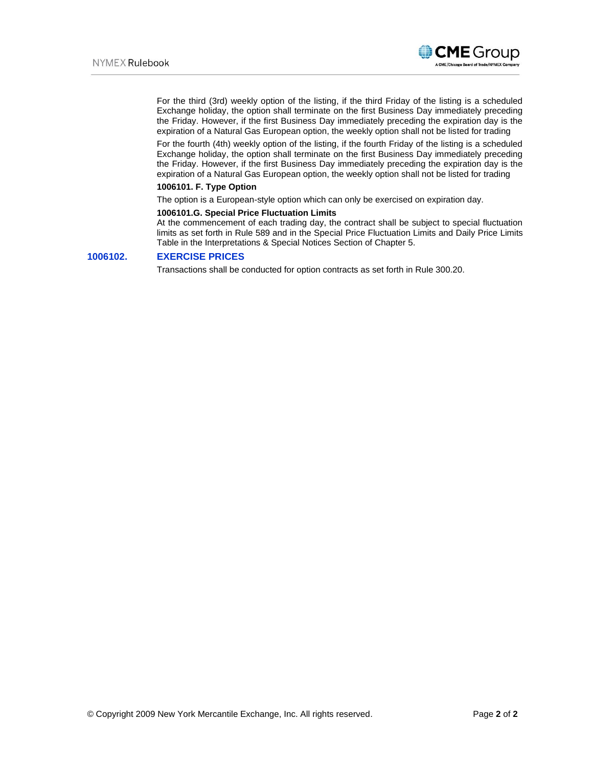For the third (3rd) weekly option of the listing, if the third Friday of the listing is a scheduled Exchange holiday, the option shall terminate on the first Business Day immediately preceding the Friday. However, if the first Business Day immediately preceding the expiration day is the expiration of a Natural Gas European option, the weekly option shall not be listed for trading

For the fourth (4th) weekly option of the listing, if the fourth Friday of the listing is a scheduled Exchange holiday, the option shall terminate on the first Business Day immediately preceding the Friday. However, if the first Business Day immediately preceding the expiration day is the expiration of a Natural Gas European option, the weekly option shall not be listed for trading

**1006101. F. Type Option**

The option is a European-style option which can only be exercised on expiration day.

**1006101.G. Special Price Fluctuation Limits**

At the commencement of each trading day, the contract shall be subject to special fluctuation limits as set forth in Rule 589 and in the Special Price Fluctuation Limits and Daily Price Limits Table in the Interpretations & Special Notices Section of Chapter 5.

## 1006102. EXERCISE PRICES

Transactions shall be conducted for option contracts as set forth in Rule 300.20.

© Copyright 2009 New York Mercantile Exchange, Inc. All rights reserved.